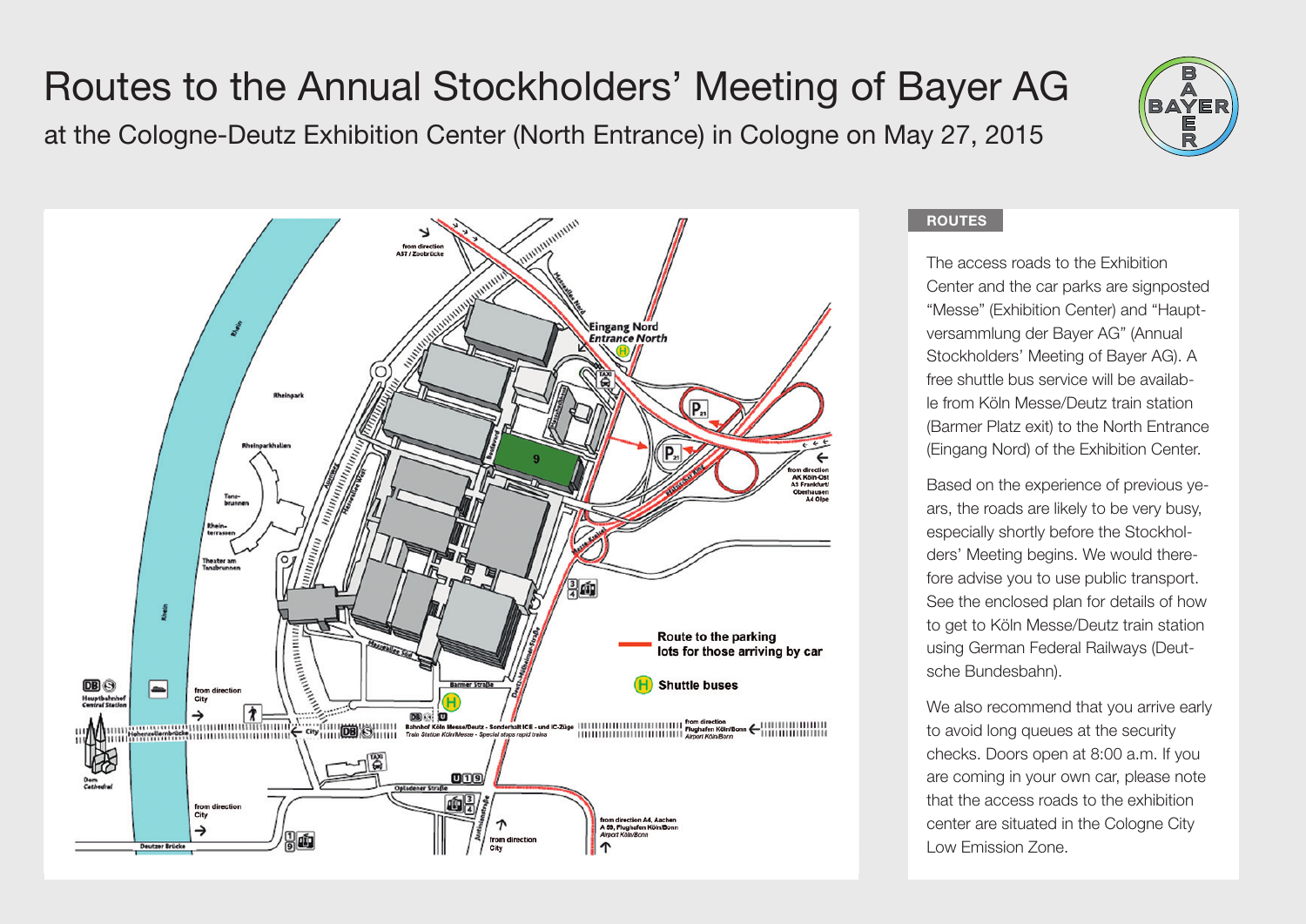# Routes to the Annual Stockholders' Meeting of Bayer AG

at the Cologne-Deutz Exhibition Center (North Entrance) in Cologne on May 27, 2015

Route to the parking lots for those arriving by car

Shuttle buses

## ROUTES

The access roads to the Exhibition Center and the car parks are signposted "Messe" (Exhibition Center) and "Hauptversammlung der Bayer AG" (Annual Stockholders' Meeting of Bayer AG). A free shuttle bus service will be available from Köln Messe/Deutz train station (Barmer Platz exit) to the North Entrance (Eingang Nord) of the Exhibition Center.

Based on the experience of previous years, the roads are likely to be very busy, especially shortly before the Stockholders' Meeting begins. We would therefore advise you to use public transport. See the enclosed plan for details of how to get to Köln Messe/Deutz train station using German Federal Railways (Deutsche Bundesbahn).

We also recommend that you arrive early to avoid long queues at the security checks. Doors open at 8:00 a.m. If you are coming in your own car, please note that the access roads to the exhibition center are situated in the Cologne City Low Emission Zone.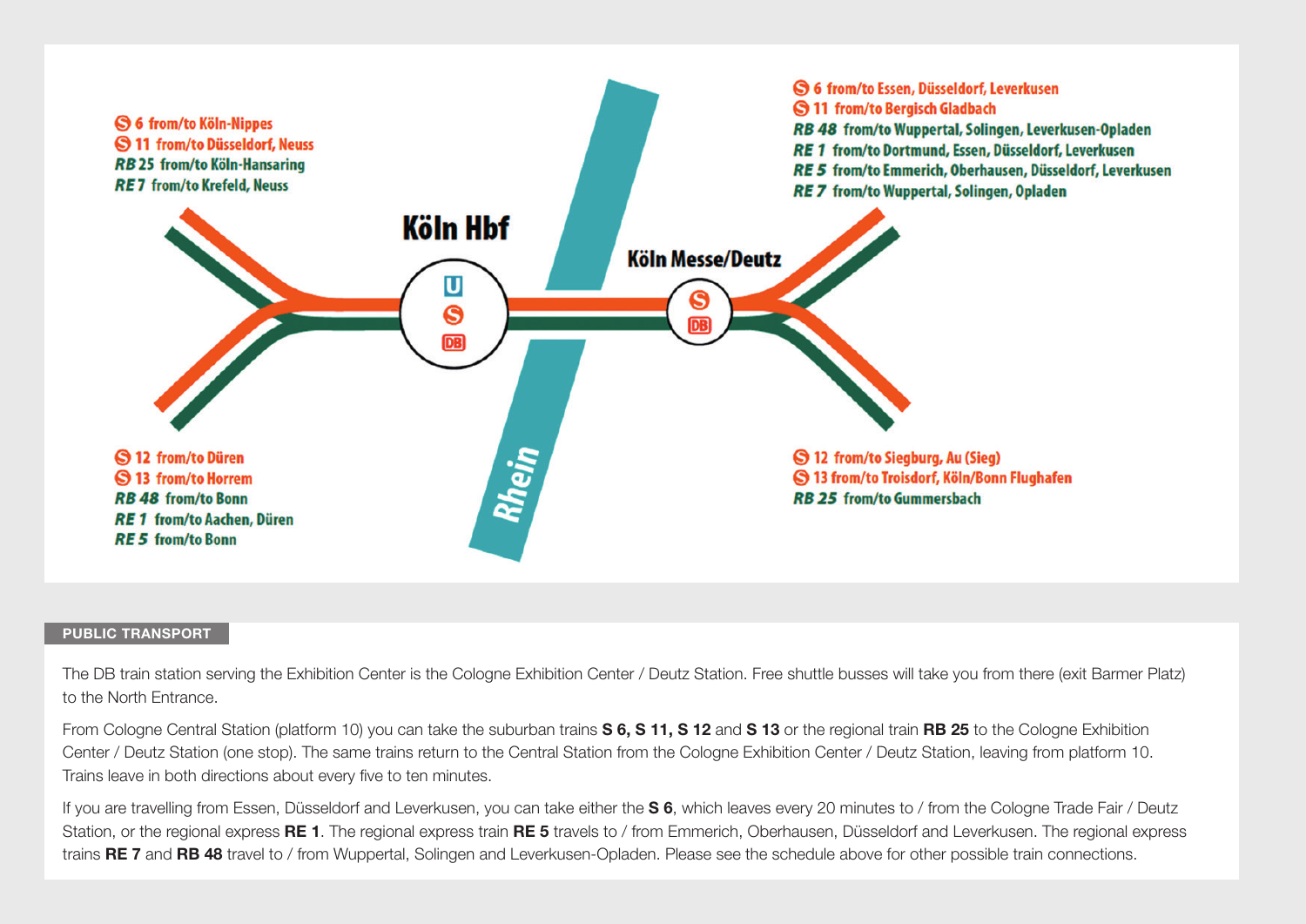S 6 from/to Köln-Nippes
S 11 from/to Düsseldorf, Neuss
RB 25 from/to Köln-Hansaring
RE 7 from/to Krefeld, Neuss

Köln Hbf

Köln Messe/Deutz

Rhein

S 6 from/to Essen, Düsseldorf, Leverkusen
S 11 from/to Bergisch Gladbach
RB 48 from/to Wuppertal, Solingen, Leverkusen-Opladen
RE 1 from/to Dortmund, Essen, Düsseldorf, Leverkusen
RE 5 from/to Emmerich, Oberhausen, Düsseldorf, Leverkusen
RE 7 from/to Wuppertal, Solingen, Opladen

S 12 from/to Düren
S 13 from/to Horrem
RB 48 from/to Bonn
RE 1 from/to Aachen, Düren
RE 5 from/to Bonn

S 12 from/to Siegburg, Au (Sieg)
S 13 from/to Troisdorf, Köln/Bonn Flughafen
RB 25 from/to Gummersbach

## PUBLIC TRANSPORT

The DB train station serving the Exhibition Center is the Cologne Exhibition Center / Deutz Station. Free shuttle busses will take you from there (exit Barmer Platz) to the North Entrance.

From Cologne Central Station (platform 10) you can take the suburban trains **S 6, S 11, S 12** and **S 13** or the regional train **RB 25** to the Cologne Exhibition Center / Deutz Station (one stop). The same trains return to the Central Station from the Cologne Exhibition Center / Deutz Station, leaving from platform 10. Trains leave in both directions about every five to ten minutes.

If you are travelling from Essen, Düsseldorf and Leverkusen, you can take either the **S 6**, which leaves every 20 minutes to / from the Cologne Trade Fair / Deutz Station, or the regional express **RE 1**. The regional express train **RE 5** travels to / from Emmerich, Oberhausen, Düsseldorf and Leverkusen. The regional express trains **RE 7** and **RB 48** travel to / from Wuppertal, Solingen and Leverkusen-Opladen. Please see the schedule above for other possible train connections.